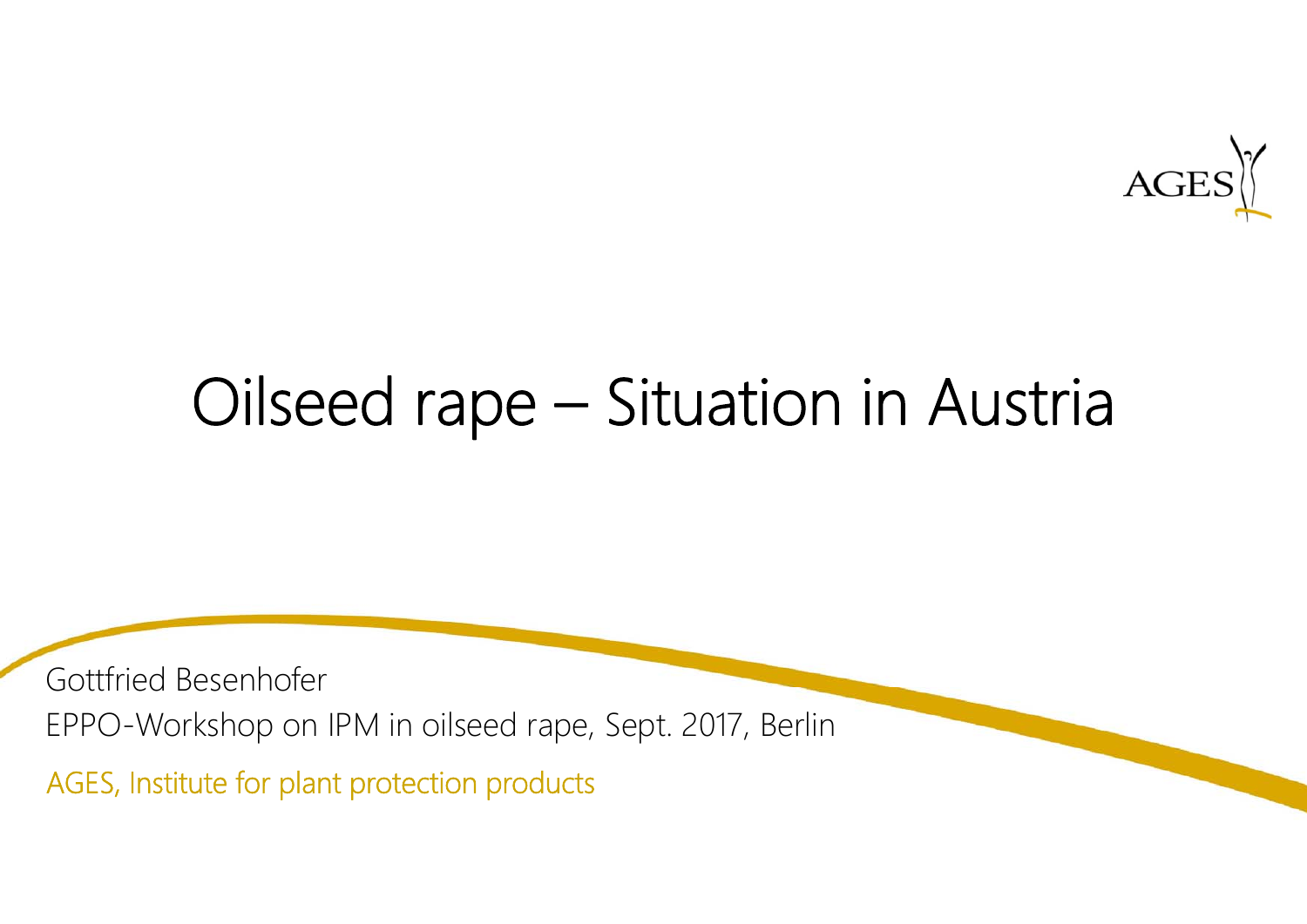# Oilseed rape – Situation in Austria

Gottfried Besenhofer

EPPO-Workshop on IPM in oilseed rape, Sept. 2017, Berlin

AGES, Institute for plant protection products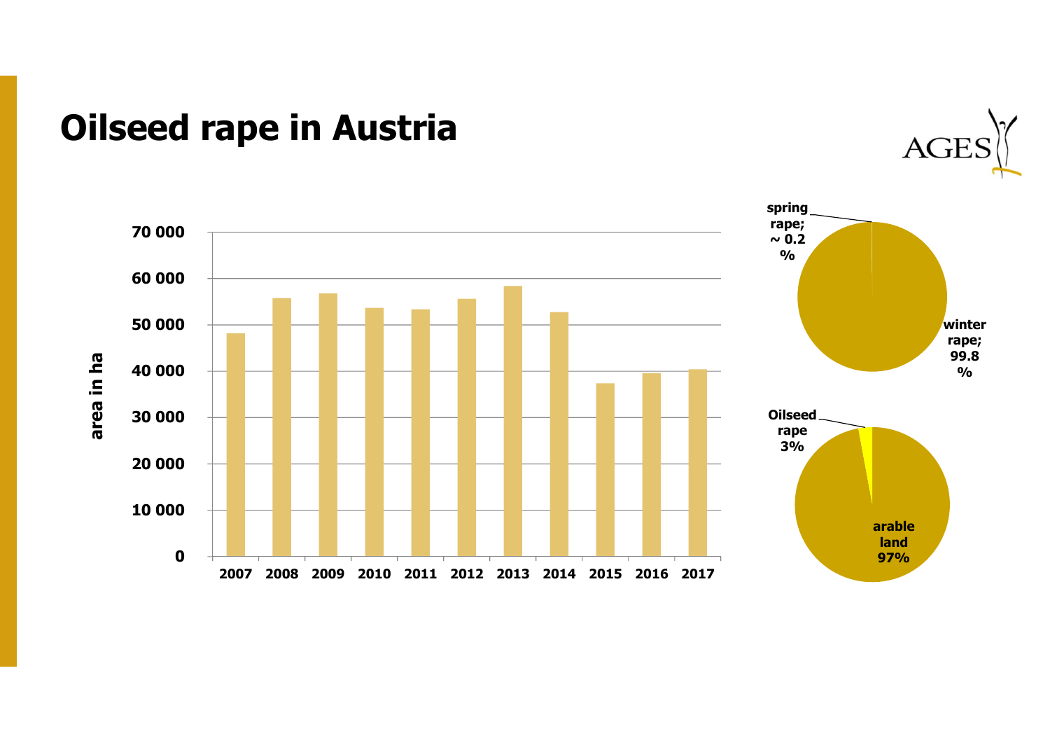# Oilseed rape in Austria

area in ha

70 000
60 000
50 000
40 000
30 000
20 000
10 000
0

2007 2008 2009 2010 2011 2012 2013 2014 2015 2016 2017

spring rape; ~ 0.2 %

winter rape; 99.8 %

Oilseed rape 3%

arable land 97%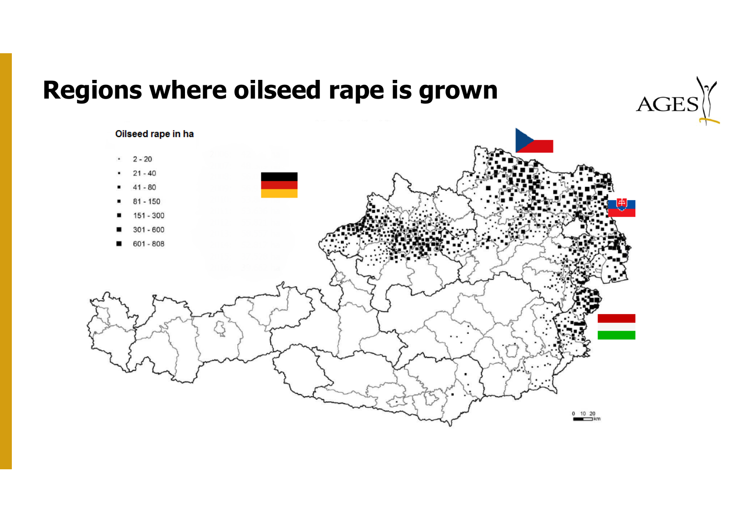# Regions where oilseed rape is grown

Oilseed rape in ha

- 2 - 20
- 21 - 40
- 41 - 80
- 81 - 150
- 151 - 300
- 301 - 600
- 601 - 808

0 10 20 km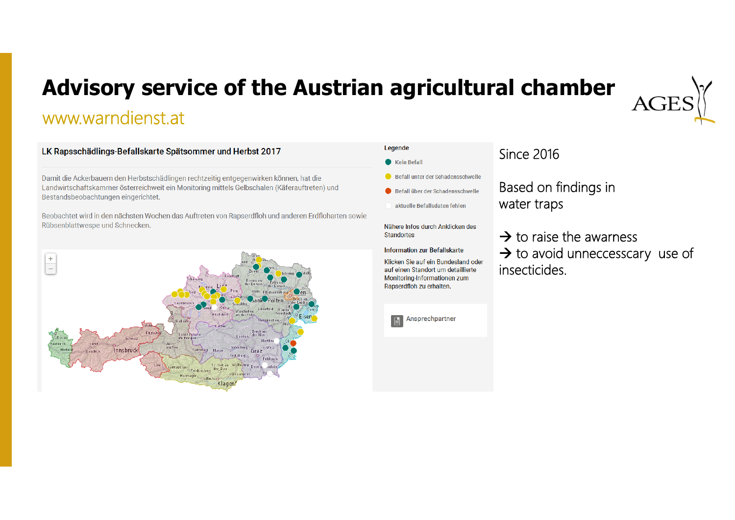# Advisory service of the Austrian agricultural chamber

www.warndienst.at

**LK Rapsschädlings-Befallskarte Spätsommer und Herbst 2017**

Damit die Ackerbauern den Herbstschädlingen rechtzeitig entgegenwirken können, hat die Landwirtschaftskammer österreichweit ein Monitoring mittels Gelbschalen (Käferauftreten) und Bestandsbeobachtungen eingerichtet.

Beobachtet wird in den nächsten Wochen das Auftreten von Rapserdfloh und anderen Erdfloharten sowie Rübsenblattwespe und Schnecken.

**Legende**

- Kein Befall
- Befall unter der Schadensschwelle
- Befall über der Schadensschwelle
- aktuelle Befallsdaten fehlen

Nähere Infos durch Anklicken des Standortes

**Information zur Befallskarte**

Klicken Sie auf ein Bundesland oder auf einen Standort um detaillierte Monitoring-Informationen zum Rapserdfloh zu erhalten.

Ansprechpartner

Since 2016

Based on findings in water traps

→ to raise the awarness
→ to avoid unneccesscary use of insecticides.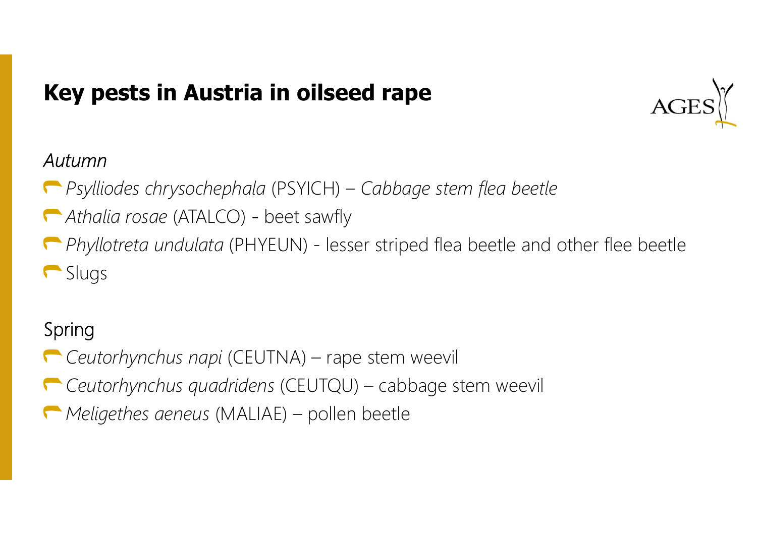# Key pests in Austria in oilseed rape

*Autumn*

- *Psylliodes chrysochephala* (PSYICH) – *Cabbage stem flea beetle*
- *Athalia rosae* (ATALCO) - beet sawfly
- *Phyllotreta undulata* (PHYEUN) - lesser striped flea beetle and other flee beetle
- Slugs

Spring

- *Ceutorhynchus napi* (CEUTNA) – rape stem weevil
- *Ceutorhynchus quadridens* (CEUTQU) – cabbage stem weevil
- *Meligethes aeneus* (MALIAE) – pollen beetle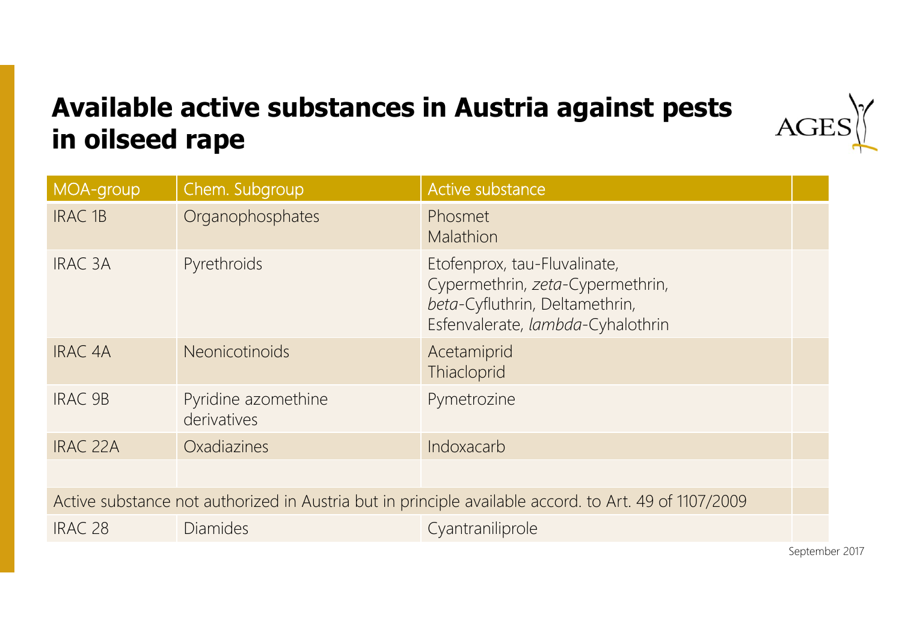# Available active substances in Austria against pests in oilseed rape

| MOA-group | Chem. Subgroup | Active substance |
|---|---|---|
| IRAC 1B | Organophosphates | Phosmet<br>Malathion |
| IRAC 3A | Pyrethroids | Etofenprox, tau-Fluvalinate, Cypermethrin, *zeta*-Cypermethrin, *beta*-Cyfluthrin, Deltamethrin, Esfenvalerate, *lambda*-Cyhalothrin |
| IRAC 4A | Neonicotinoids | Acetamiprid<br>Thiacloprid |
| IRAC 9B | Pyridine azomethine derivatives | Pymetrozine |
| IRAC 22A | Oxadiazines | Indoxacarb |
| | | |
| Active substance not authorized in Austria but in principle available accord. to Art. 49 of 1107/2009 | | |
| IRAC 28 | Diamides | Cyantraniliprole |

September 2017